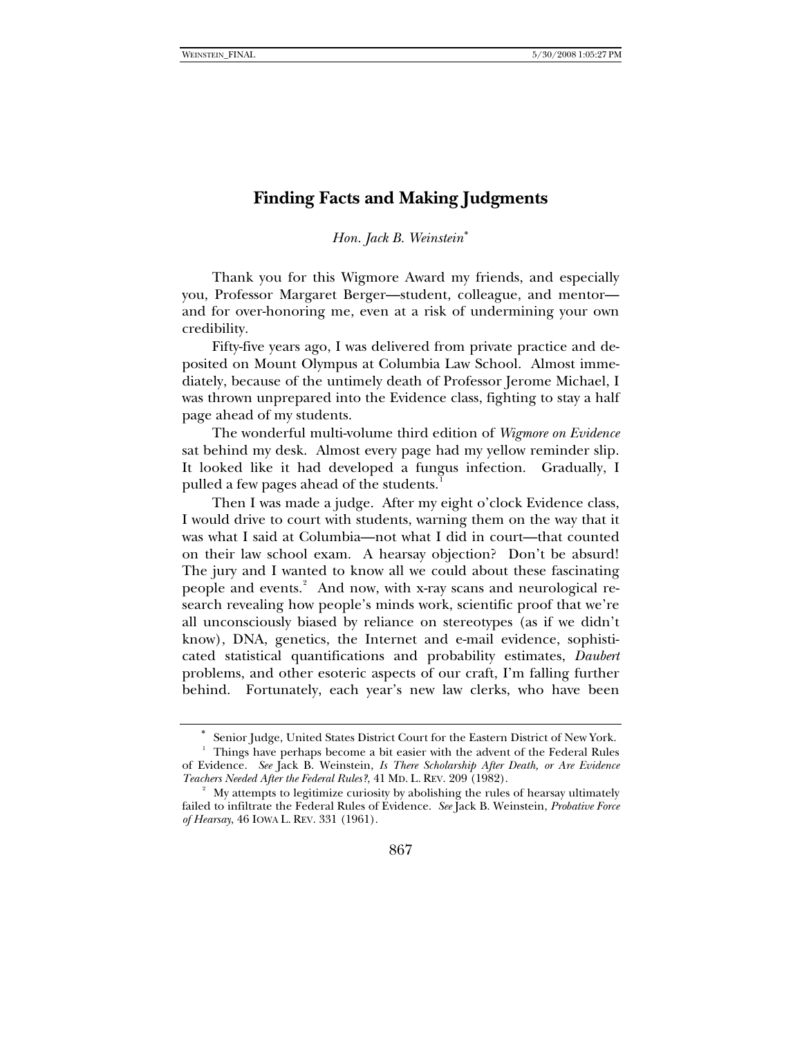# Finding Facts and Making Judgments

*Hon. Jack B. Weinstein*[*]

Thank you for this Wigmore Award my friends, and especially you, Professor Margaret Berger—student, colleague, and mentor—and for over-honoring me, even at a risk of undermining your own credibility.

Fifty-five years ago, I was delivered from private practice and deposited on Mount Olympus at Columbia Law School. Almost immediately, because of the untimely death of Professor Jerome Michael, I was thrown unprepared into the Evidence class, fighting to stay a half page ahead of my students.

The wonderful multi-volume third edition of *Wigmore on Evidence* sat behind my desk. Almost every page had my yellow reminder slip. It looked like it had developed a fungus infection. Gradually, I pulled a few pages ahead of the students.[1]

Then I was made a judge. After my eight o'clock Evidence class, I would drive to court with students, warning them on the way that it was what I said at Columbia—not what I did in court—that counted on their law school exam. A hearsay objection? Don't be absurd! The jury and I wanted to know all we could about these fascinating people and events.[2] And now, with x-ray scans and neurological research revealing how people's minds work, scientific proof that we're all unconsciously biased by reliance on stereotypes (as if we didn't know), DNA, genetics, the Internet and e-mail evidence, sophisticated statistical quantifications and probability estimates, *Daubert* problems, and other esoteric aspects of our craft, I'm falling further behind. Fortunately, each year's new law clerks, who have been

---

[*] Senior Judge, United States District Court for the Eastern District of New York.

[1] Things have perhaps become a bit easier with the advent of the Federal Rules of Evidence. *See* Jack B. Weinstein, *Is There Scholarship After Death, or Are Evidence Teachers Needed After the Federal Rules?*, 41 MD. L. REV. 209 (1982).

[2] My attempts to legitimize curiosity by abolishing the rules of hearsay ultimately failed to infiltrate the Federal Rules of Evidence. *See* Jack B. Weinstein, *Probative Force of Hearsay*, 46 IOWA L. REV. 331 (1961).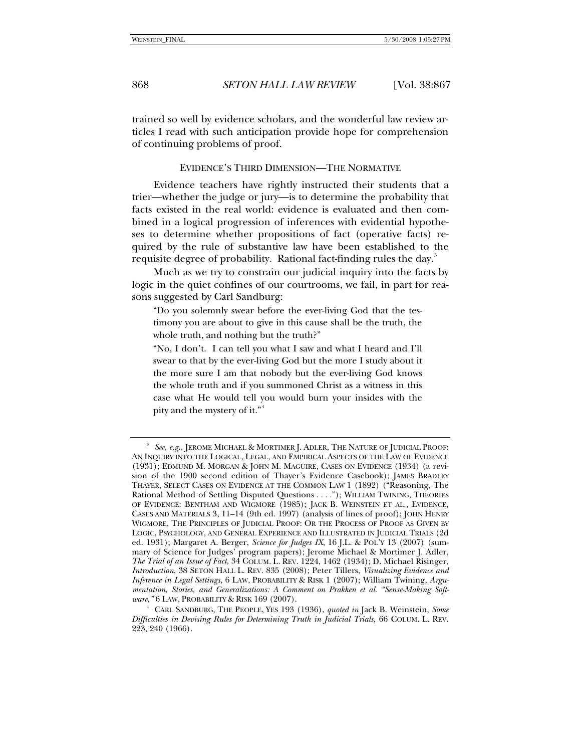trained so well by evidence scholars, and the wonderful law review articles I read with such anticipation provide hope for comprehension of continuing problems of proof.

## EVIDENCE'S THIRD DIMENSION—THE NORMATIVE

Evidence teachers have rightly instructed their students that a trier—whether the judge or jury—is to determine the probability that facts existed in the real world: evidence is evaluated and then combined in a logical progression of inferences with evidential hypotheses to determine whether propositions of fact (operative facts) required by the rule of substantive law have been established to the requisite degree of probability. Rational fact-finding rules the day.[3]

Much as we try to constrain our judicial inquiry into the facts by logic in the quiet confines of our courtrooms, we fail, in part for reasons suggested by Carl Sandburg:

> "Do you solemnly swear before the ever-living God that the testimony you are about to give in this cause shall be the truth, the whole truth, and nothing but the truth?"
>
> "No, I don't. I can tell you what I saw and what I heard and I'll swear to that by the ever-living God but the more I study about it the more sure I am that nobody but the ever-living God knows the whole truth and if you summoned Christ as a witness in this case what He would tell you would burn your insides with the pity and the mystery of it."[4]

---

[3] *See, e.g.*, JEROME MICHAEL & MORTIMER J. ADLER, THE NATURE OF JUDICIAL PROOF: AN INQUIRY INTO THE LOGICAL, LEGAL, AND EMPIRICAL ASPECTS OF THE LAW OF EVIDENCE (1931); EDMUND M. MORGAN & JOHN M. MAGUIRE, CASES ON EVIDENCE (1934) (a revision of the 1900 second edition of Thayer's Evidence Casebook); JAMES BRADLEY THAYER, SELECT CASES ON EVIDENCE AT THE COMMON LAW 1 (1892) ("Reasoning, The Rational Method of Settling Disputed Questions . . . ."); WILLIAM TWINING, THEORIES OF EVIDENCE: BENTHAM AND WIGMORE (1985); JACK B. WEINSTEIN ET AL., EVIDENCE, CASES AND MATERIALS 3, 11–14 (9th ed. 1997) (analysis of lines of proof); JOHN HENRY WIGMORE, THE PRINCIPLES OF JUDICIAL PROOF: OR THE PROCESS OF PROOF AS GIVEN BY LOGIC, PSYCHOLOGY, AND GENERAL EXPERIENCE AND ILLUSTRATED IN JUDICIAL TRIALS (2d ed. 1931); Margaret A. Berger, *Science for Judges IX*, 16 J.L. & POL'Y 13 (2007) (summary of Science for Judges' program papers); Jerome Michael & Mortimer J. Adler, *The Trial of an Issue of Fact*, 34 COLUM. L. REV. 1224, 1462 (1934); D. Michael Risinger, *Introduction*, 38 SETON HALL L. REV. 835 (2008); Peter Tillers, *Visualizing Evidence and Inference in Legal Settings*, 6 LAW, PROBABILITY & RISK 1 (2007); William Twining, *Argumentation, Stories, and Generalizations: A Comment on Prakken et al. "Sense-Making Software,"* 6 LAW, PROBABILITY & RISK 169 (2007).

[4] CARL SANDBURG, THE PEOPLE, YES 193 (1936), *quoted in* Jack B. Weinstein, *Some Difficulties in Devising Rules for Determining Truth in Judicial Trials*, 66 COLUM. L. REV. 223, 240 (1966).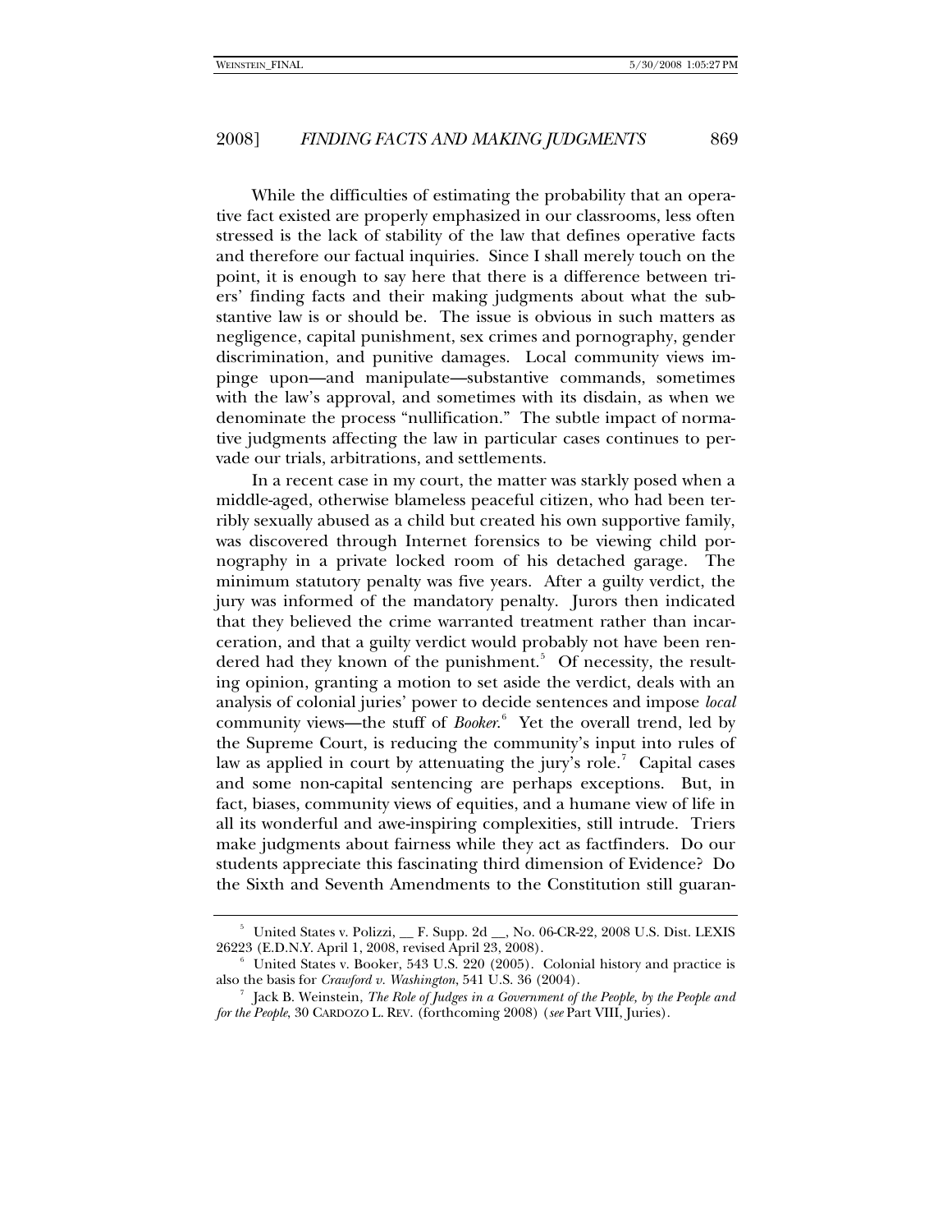While the difficulties of estimating the probability that an operative fact existed are properly emphasized in our classrooms, less often stressed is the lack of stability of the law that defines operative facts and therefore our factual inquiries. Since I shall merely touch on the point, it is enough to say here that there is a difference between triers' finding facts and their making judgments about what the substantive law is or should be. The issue is obvious in such matters as negligence, capital punishment, sex crimes and pornography, gender discrimination, and punitive damages. Local community views impinge upon—and manipulate—substantive commands, sometimes with the law's approval, and sometimes with its disdain, as when we denominate the process "nullification." The subtle impact of normative judgments affecting the law in particular cases continues to pervade our trials, arbitrations, and settlements.

In a recent case in my court, the matter was starkly posed when a middle-aged, otherwise blameless peaceful citizen, who had been terribly sexually abused as a child but created his own supportive family, was discovered through Internet forensics to be viewing child pornography in a private locked room of his detached garage. The minimum statutory penalty was five years. After a guilty verdict, the jury was informed of the mandatory penalty. Jurors then indicated that they believed the crime warranted treatment rather than incarceration, and that a guilty verdict would probably not have been rendered had they known of the punishment.[5] Of necessity, the resulting opinion, granting a motion to set aside the verdict, deals with an analysis of colonial juries' power to decide sentences and impose *local* community views—the stuff of *Booker*.[6] Yet the overall trend, led by the Supreme Court, is reducing the community's input into rules of law as applied in court by attenuating the jury's role.[7] Capital cases and some non-capital sentencing are perhaps exceptions. But, in fact, biases, community views of equities, and a humane view of life in all its wonderful and awe-inspiring complexities, still intrude. Triers make judgments about fairness while they act as factfinders. Do our students appreciate this fascinating third dimension of Evidence? Do the Sixth and Seventh Amendments to the Constitution still guaran-

---

[5] United States v. Polizzi, __ F. Supp. 2d __, No. 06-CR-22, 2008 U.S. Dist. LEXIS 26223 (E.D.N.Y. April 1, 2008, revised April 23, 2008).

[6] United States v. Booker, 543 U.S. 220 (2005). Colonial history and practice is also the basis for *Crawford v. Washington*, 541 U.S. 36 (2004).

[7] Jack B. Weinstein, *The Role of Judges in a Government of the People, by the People and for the People*, 30 CARDOZO L. REV. (forthcoming 2008) (*see* Part VIII, Juries).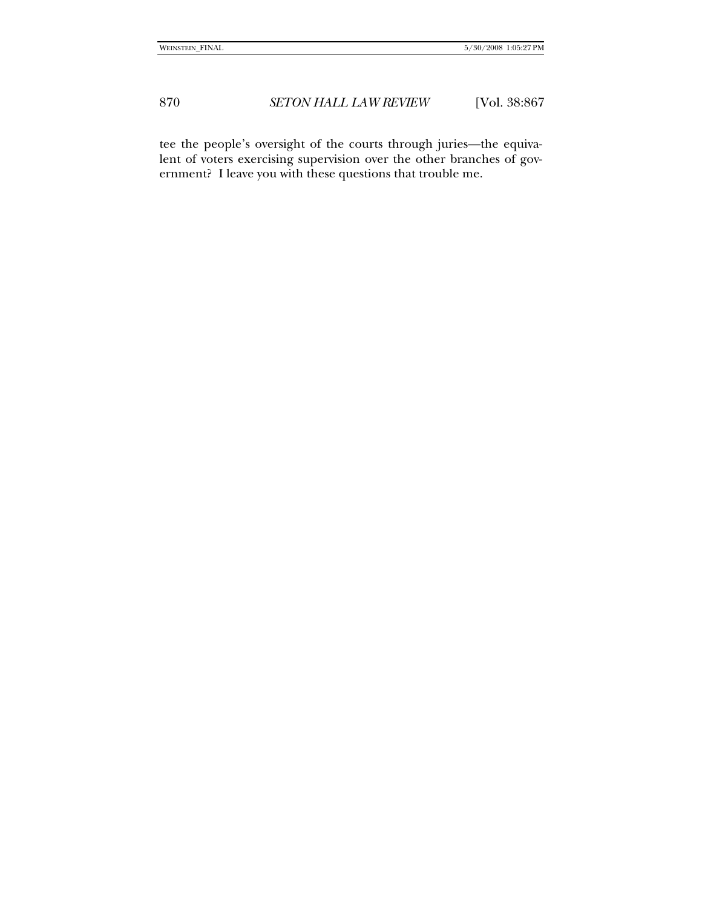tee the people's oversight of the courts through juries—the equivalent of voters exercising supervision over the other branches of government? I leave you with these questions that trouble me.